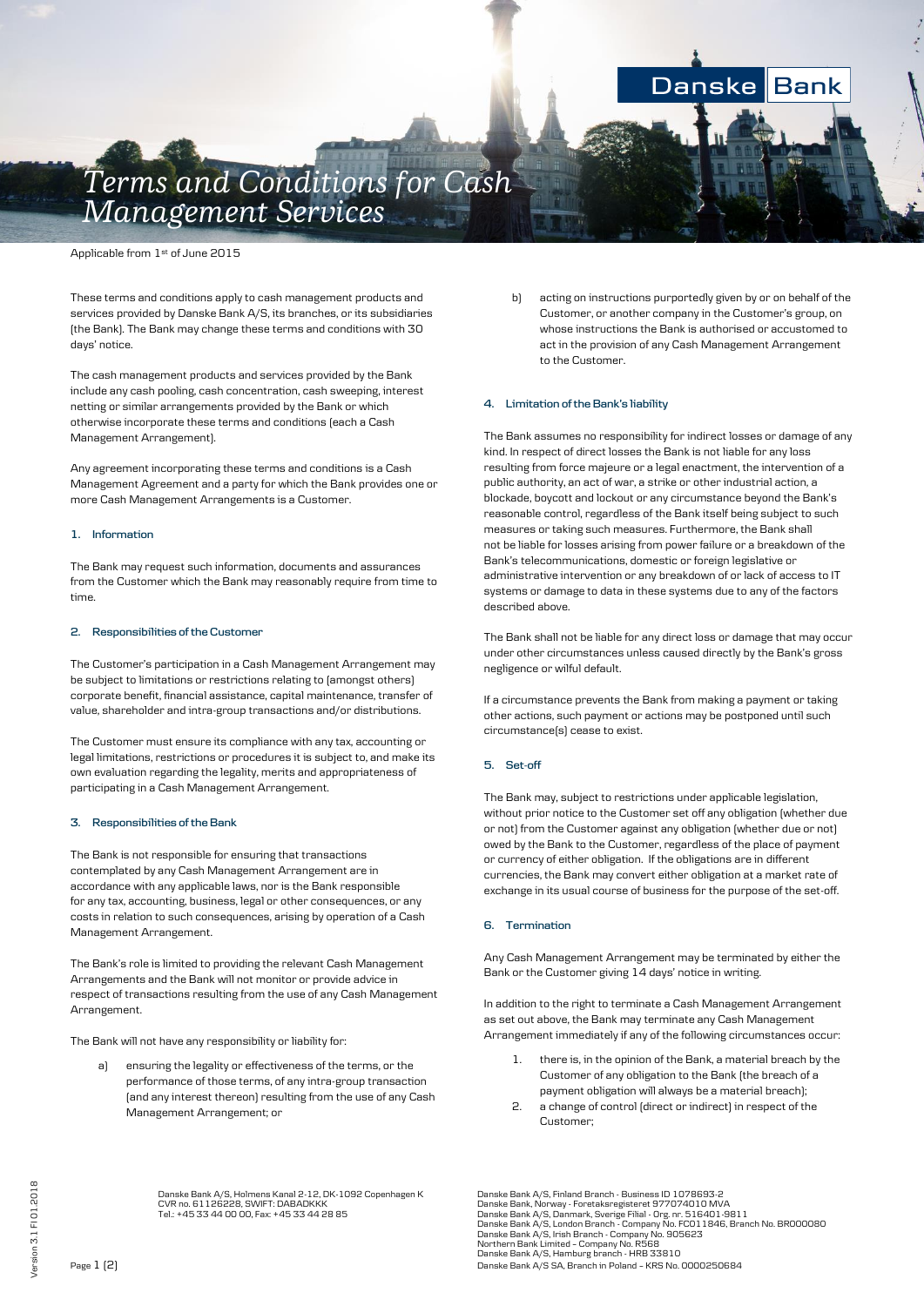# Terms and Conditions for Cash Management Services

Applicable from 1st of June 2015

These terms and conditions apply to cash management products and services provided by Danske Bank A/S, its branches, or its subsidiaries (the Bank). The Bank may change these terms and conditions with 30 days' notice.

The cash management products and services provided by the Bank include any cash pooling, cash concentration, cash sweeping, interest netting or similar arrangements provided by the Bank or which otherwise incorporate these terms and conditions (each a Cash Management Arrangement).

Any agreement incorporating these terms and conditions is a Cash Management Agreement and a party for which the Bank provides one or more Cash Management Arrangements is a Customer.

## 1. Information

The Bank may request such information, documents and assurances from the Customer which the Bank may reasonably require from time to time.

## 2. Responsibilities of the Customer

The Customer's participation in a Cash Management Arrangement may be subject to limitations or restrictions relating to (amongst others) corporate benefit, financial assistance, capital maintenance, transfer of value, shareholder and intra-group transactions and/or distributions.

The Customer must ensure its compliance with any tax, accounting or legal limitations, restrictions or procedures it is subject to, and make its own evaluation regarding the legality, merits and appropriateness of participating in a Cash Management Arrangement.

## 3. Responsibilities of the Bank

The Bank is not responsible for ensuring that transactions contemplated by any Cash Management Arrangement are in accordance with any applicable laws, nor is the Bank responsible for any tax, accounting, business, legal or other consequences, or any costs in relation to such consequences, arising by operation of a Cash Management Arrangement.

The Bank's role is limited to providing the relevant Cash Management Arrangements and the Bank will not monitor or provide advice in respect of transactions resulting from the use of any Cash Management Arrangement.

The Bank will not have any responsibility or liability for:

a) ensuring the legality or effectiveness of the terms, or the performance of those terms, of any intra-group transaction (and any interest thereon) resulting from the use of any Cash Management Arrangement; or

b) acting on instructions purportedly given by or on behalf of the Customer, or another company in the Customer's group, on whose instructions the Bank is authorised or accustomed to act in the provision of any Cash Management Arrangement to the Customer.

## 4. Limitation of the Bank's liability

The Bank assumes no responsibility for indirect losses or damage of any kind. In respect of direct losses the Bank is not liable for any loss resulting from force majeure or a legal enactment, the intervention of a public authority, an act of war, a strike or other industrial action, a blockade, boycott and lockout or any circumstance beyond the Bank's reasonable control, regardless of the Bank itself being subject to such measures or taking such measures. Furthermore, the Bank shall not be liable for losses arising from power failure or a breakdown of the Bank's telecommunications, domestic or foreign legislative or administrative intervention or any breakdown of or lack of access to IT systems or damage to data in these systems due to any of the factors described above.

The Bank shall not be liable for any direct loss or damage that may occur under other circumstances unless caused directly by the Bank's gross negligence or wilful default.

If a circumstance prevents the Bank from making a payment or taking other actions, such payment or actions may be postponed until such circumstance(s) cease to exist.

## 5. Set-off

The Bank may, subject to restrictions under applicable legislation, without prior notice to the Customer set off any obligation (whether due or not) from the Customer against any obligation (whether due or not) owed by the Bank to the Customer, regardless of the place of payment or currency of either obligation. If the obligations are in different currencies, the Bank may convert either obligation at a market rate of exchange in its usual course of business for the purpose of the set-off.

## 6. Termination

Any Cash Management Arrangement may be terminated by either the Bank or the Customer giving 14 days' notice in writing.

In addition to the right to terminate a Cash Management Arrangement as set out above, the Bank may terminate any Cash Management Arrangement immediately if any of the following circumstances occur:

1. there is, in the opinion of the Bank, a material breach by the Customer of any obligation to the Bank (the breach of a payment obligation will always be a material breach);
2. a change of control (direct or indirect) in respect of the Customer;

Danske Bank A/S, Holmens Kanal 2-12, DK-1092 Copenhagen K
CVR no. 61126228, SWIFT: DABADKKK
Tel.: +45 33 44 00 00, Fax: +45 33 44 28 85

Danske Bank A/S, Finland Branch - Business ID 1078693-2
Danske Bank, Norway - Foretaksregisteret 977074010 MVA
Danske Bank A/S, Danmark, Sverige Filial - Org. nr. 516401-9811
Danske Bank A/S, London Branch - Company No. FC011846, Branch No. BR000080
Danske Bank A/S, Irish Branch - Company No. 905623
Northern Bank Limited – Company No. R568
Danske Bank A/S, Hamburg branch - HRB 33810
Danske Bank A/S SA, Branch in Poland – KRS No. 0000250684

Version 3.1 FI 01.2018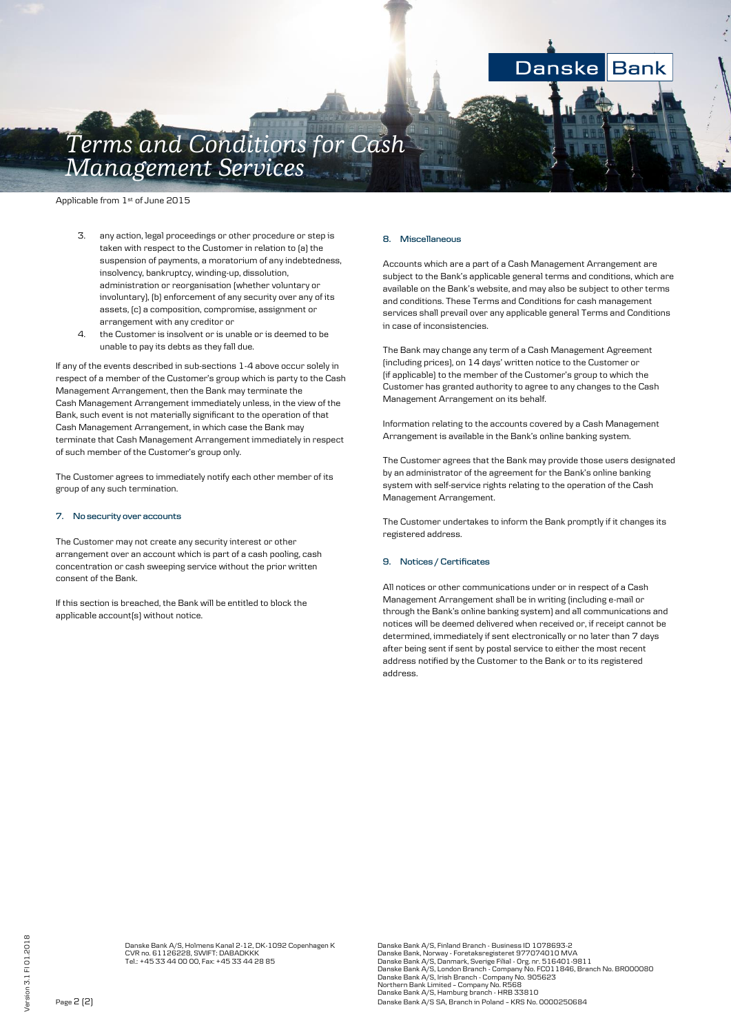# Terms and Conditions for Cash Management Services

Applicable from 1st of June 2015

3. any action, legal proceedings or other procedure or step is taken with respect to the Customer in relation to (a) the suspension of payments, a moratorium of any indebtedness, insolvency, bankruptcy, winding-up, dissolution, administration or reorganisation (whether voluntary or involuntary), (b) enforcement of any security over any of its assets, (c) a composition, compromise, assignment or arrangement with any creditor or
4. the Customer is insolvent or is unable or is deemed to be unable to pay its debts as they fall due.

If any of the events described in sub-sections 1-4 above occur solely in respect of a member of the Customer's group which is party to the Cash Management Arrangement, then the Bank may terminate the Cash Management Arrangement immediately unless, in the view of the Bank, such event is not materially significant to the operation of that Cash Management Arrangement, in which case the Bank may terminate that Cash Management Arrangement immediately in respect of such member of the Customer's group only.

The Customer agrees to immediately notify each other member of its group of any such termination.

### 7. No security over accounts

The Customer may not create any security interest or other arrangement over an account which is part of a cash pooling, cash concentration or cash sweeping service without the prior written consent of the Bank.

If this section is breached, the Bank will be entitled to block the applicable account(s) without notice.

### 8. Miscellaneous

Accounts which are a part of a Cash Management Arrangement are subject to the Bank's applicable general terms and conditions, which are available on the Bank's website, and may also be subject to other terms and conditions. These Terms and Conditions for cash management services shall prevail over any applicable general Terms and Conditions in case of inconsistencies.

The Bank may change any term of a Cash Management Agreement (including prices), on 14 days' written notice to the Customer or (if applicable) to the member of the Customer's group to which the Customer has granted authority to agree to any changes to the Cash Management Arrangement on its behalf.

Information relating to the accounts covered by a Cash Management Arrangement is available in the Bank's online banking system.

The Customer agrees that the Bank may provide those users designated by an administrator of the agreement for the Bank's online banking system with self-service rights relating to the operation of the Cash Management Arrangement.

The Customer undertakes to inform the Bank promptly if it changes its registered address.

### 9. Notices / Certificates

All notices or other communications under or in respect of a Cash Management Arrangement shall be in writing (including e-mail or through the Bank's online banking system) and all communications and notices will be deemed delivered when received or, if receipt cannot be determined, immediately if sent electronically or no later than 7 days after being sent if sent by postal service to either the most recent address notified by the Customer to the Bank or to its registered address.

Danske Bank A/S, Holmens Kanal 2-12, DK-1092 Copenhagen K
CVR no. 61126228, SWIFT: DABADKKK
Tel.: +45 33 44 00 00, Fax: +45 33 44 28 85

Danske Bank A/S, Finland Branch - Business ID 1078693-2
Danske Bank, Norway - Foretaksregisteret 977074010 MVA
Danske Bank A/S, Danmark, Sverige Filial - Org. nr. 516401-9811
Danske Bank A/S, London Branch - Company No. FC011846, Branch No. BR000080
Danske Bank A/S, Irish Branch - Company No. 905623
Northern Bank Limited – Company No. R568
Danske Bank A/S, Hamburg branch - HRB 33810
Danske Bank A/S SA, Branch in Poland – KRS No. 0000250684

Version 3.1 FI 01.2018